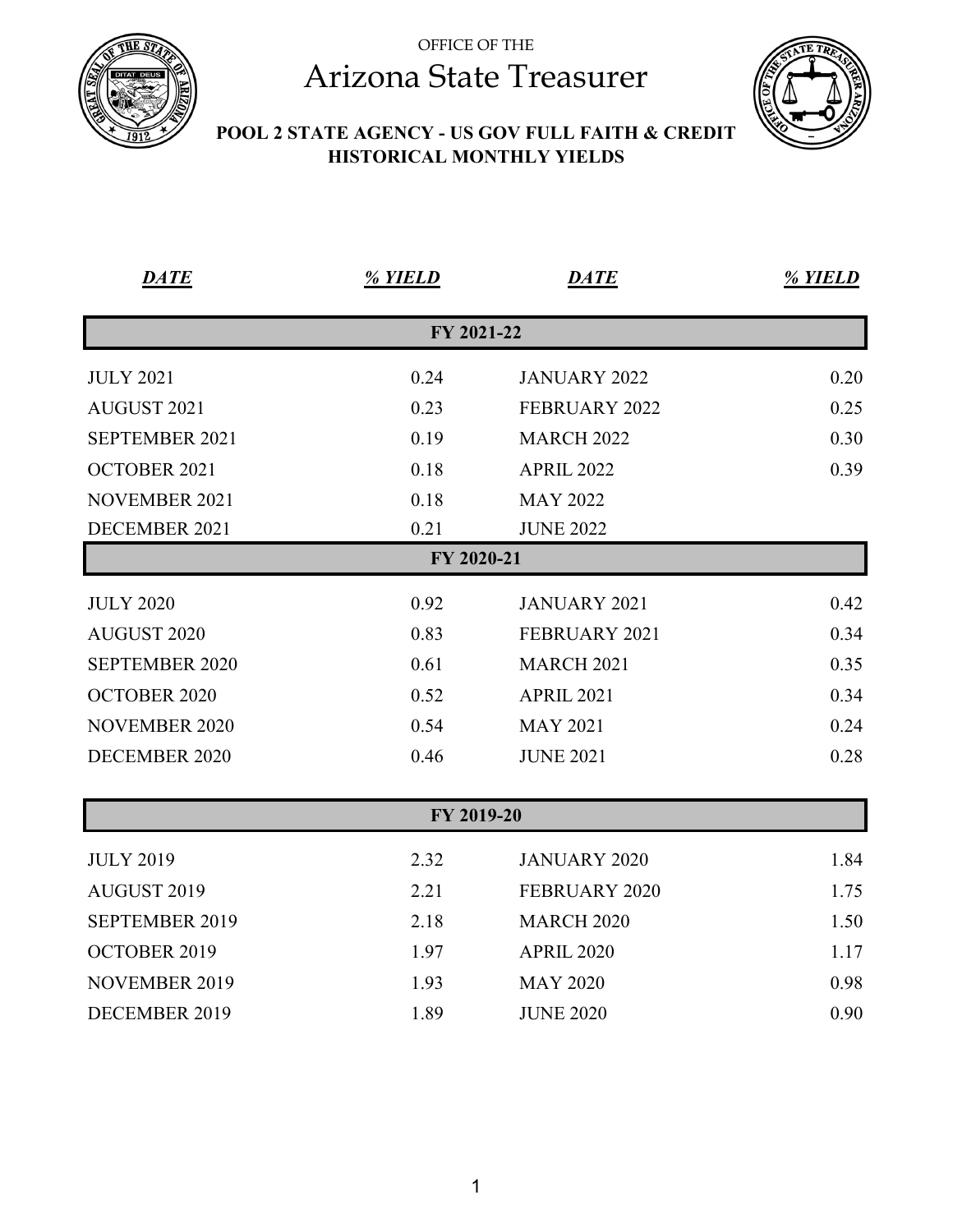OFFICE OF THE

# Arizona State Treasurer

## POOL 2 STATE AGENCY - US GOV FULL FAITH & CREDIT HISTORICAL MONTHLY YIELDS

| ***DATE*** | ***% YIELD*** | ***DATE*** | ***% YIELD*** |
|---|---|---|---|
| **FY 2021-22** | | | |
| JULY 2021 | 0.24 | JANUARY 2022 | 0.20 |
| AUGUST 2021 | 0.23 | FEBRUARY 2022 | 0.25 |
| SEPTEMBER 2021 | 0.19 | MARCH 2022 | 0.30 |
| OCTOBER 2021 | 0.18 | APRIL 2022 | 0.39 |
| NOVEMBER 2021 | 0.18 | MAY 2022 | |
| DECEMBER 2021 | 0.21 | JUNE 2022 | |
| **FY 2020-21** | | | |
| JULY 2020 | 0.92 | JANUARY 2021 | 0.42 |
| AUGUST 2020 | 0.83 | FEBRUARY 2021 | 0.34 |
| SEPTEMBER 2020 | 0.61 | MARCH 2021 | 0.35 |
| OCTOBER 2020 | 0.52 | APRIL 2021 | 0.34 |
| NOVEMBER 2020 | 0.54 | MAY 2021 | 0.24 |
| DECEMBER 2020 | 0.46 | JUNE 2021 | 0.28 |
| **FY 2019-20** | | | |
| JULY 2019 | 2.32 | JANUARY 2020 | 1.84 |
| AUGUST 2019 | 2.21 | FEBRUARY 2020 | 1.75 |
| SEPTEMBER 2019 | 2.18 | MARCH 2020 | 1.50 |
| OCTOBER 2019 | 1.97 | APRIL 2020 | 1.17 |
| NOVEMBER 2019 | 1.93 | MAY 2020 | 0.98 |
| DECEMBER 2019 | 1.89 | JUNE 2020 | 0.90 |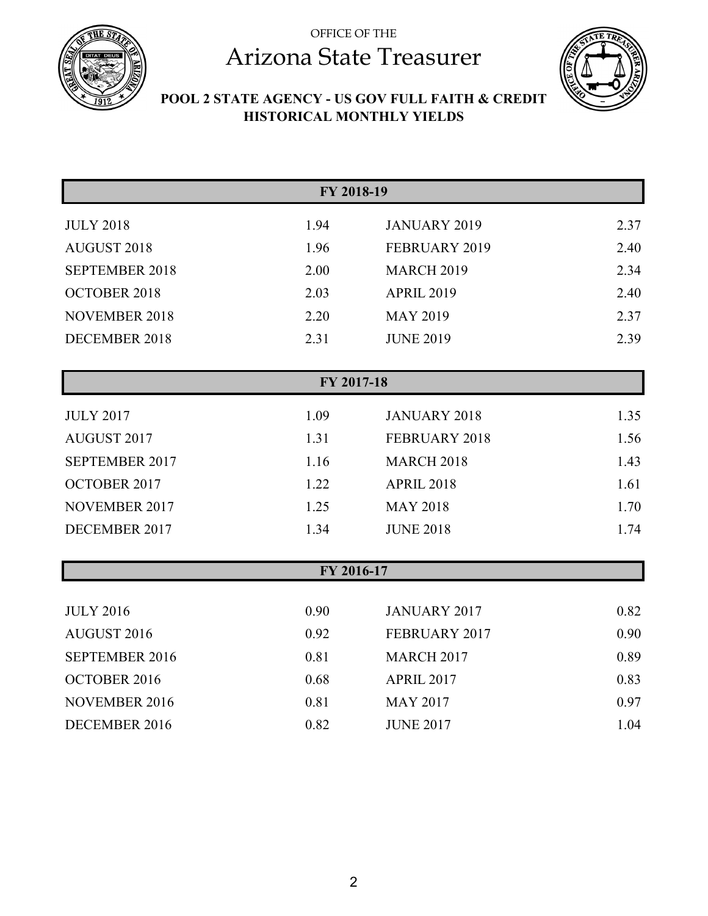OFFICE OF THE

# Arizona State Treasurer

## POOL 2 STATE AGENCY - US GOV FULL FAITH & CREDIT HISTORICAL MONTHLY YIELDS

| FY 2018-19 | | | |
|---|---|---|---|
| JULY 2018 | 1.94 | JANUARY 2019 | 2.37 |
| AUGUST 2018 | 1.96 | FEBRUARY 2019 | 2.40 |
| SEPTEMBER 2018 | 2.00 | MARCH 2019 | 2.34 |
| OCTOBER 2018 | 2.03 | APRIL 2019 | 2.40 |
| NOVEMBER 2018 | 2.20 | MAY 2019 | 2.37 |
| DECEMBER 2018 | 2.31 | JUNE 2019 | 2.39 |

| FY 2017-18 | | | |
|---|---|---|---|
| JULY 2017 | 1.09 | JANUARY 2018 | 1.35 |
| AUGUST 2017 | 1.31 | FEBRUARY 2018 | 1.56 |
| SEPTEMBER 2017 | 1.16 | MARCH 2018 | 1.43 |
| OCTOBER 2017 | 1.22 | APRIL 2018 | 1.61 |
| NOVEMBER 2017 | 1.25 | MAY 2018 | 1.70 |
| DECEMBER 2017 | 1.34 | JUNE 2018 | 1.74 |

| FY 2016-17 | | | |
|---|---|---|---|
| JULY 2016 | 0.90 | JANUARY 2017 | 0.82 |
| AUGUST 2016 | 0.92 | FEBRUARY 2017 | 0.90 |
| SEPTEMBER 2016 | 0.81 | MARCH 2017 | 0.89 |
| OCTOBER 2016 | 0.68 | APRIL 2017 | 0.83 |
| NOVEMBER 2016 | 0.81 | MAY 2017 | 0.97 |
| DECEMBER 2016 | 0.82 | JUNE 2017 | 1.04 |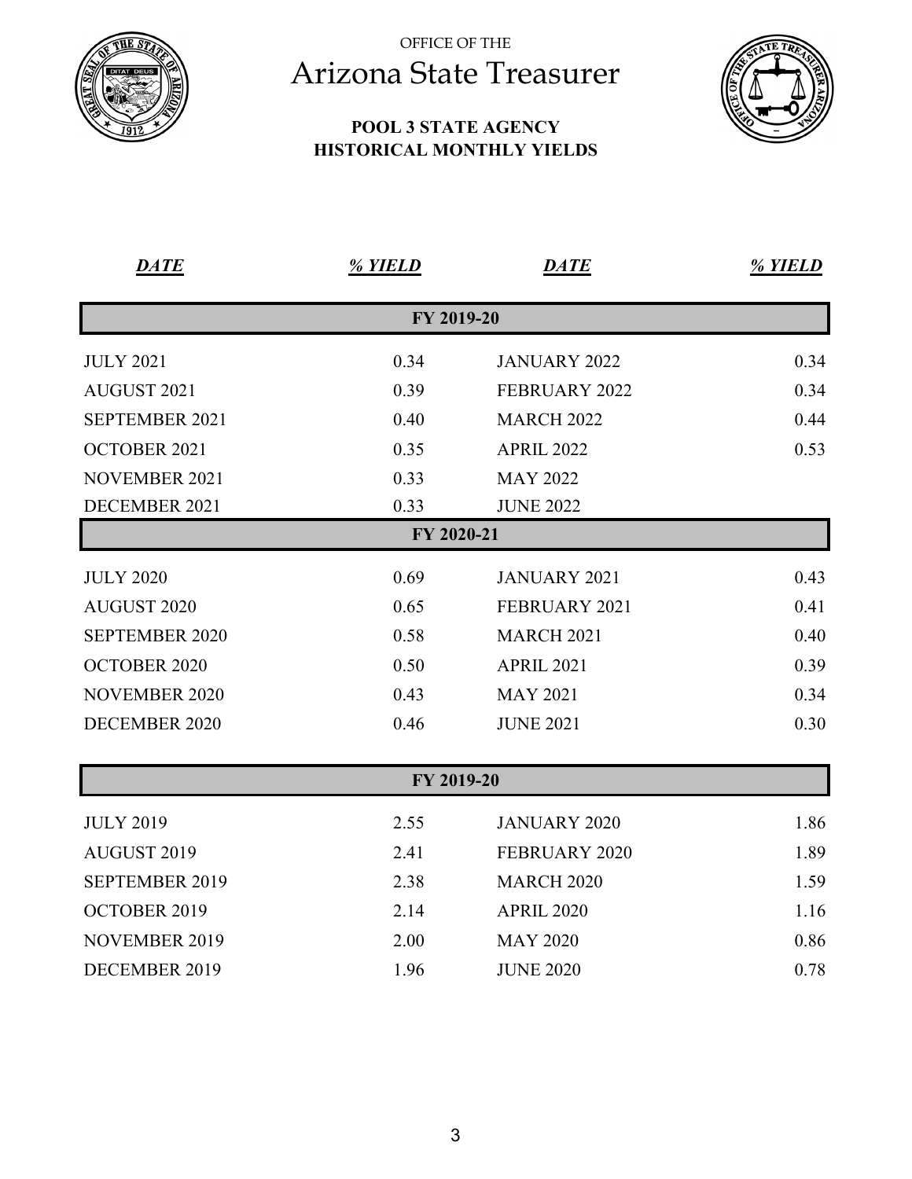OFFICE OF THE

# Arizona State Treasurer

**POOL 3 STATE AGENCY**
**HISTORICAL MONTHLY YIELDS**

| *DATE* | *% YIELD* | *DATE* | *% YIELD* |
|---|---|---|---|
| **FY 2019-20** | | | |
| JULY 2021 | 0.34 | JANUARY 2022 | 0.34 |
| AUGUST 2021 | 0.39 | FEBRUARY 2022 | 0.34 |
| SEPTEMBER 2021 | 0.40 | MARCH 2022 | 0.44 |
| OCTOBER 2021 | 0.35 | APRIL 2022 | 0.53 |
| NOVEMBER 2021 | 0.33 | MAY 2022 | |
| DECEMBER 2021 | 0.33 | JUNE 2022 | |
| **FY 2020-21** | | | |
| JULY 2020 | 0.69 | JANUARY 2021 | 0.43 |
| AUGUST 2020 | 0.65 | FEBRUARY 2021 | 0.41 |
| SEPTEMBER 2020 | 0.58 | MARCH 2021 | 0.40 |
| OCTOBER 2020 | 0.50 | APRIL 2021 | 0.39 |
| NOVEMBER 2020 | 0.43 | MAY 2021 | 0.34 |
| DECEMBER 2020 | 0.46 | JUNE 2021 | 0.30 |
| **FY 2019-20** | | | |
| JULY 2019 | 2.55 | JANUARY 2020 | 1.86 |
| AUGUST 2019 | 2.41 | FEBRUARY 2020 | 1.89 |
| SEPTEMBER 2019 | 2.38 | MARCH 2020 | 1.59 |
| OCTOBER 2019 | 2.14 | APRIL 2020 | 1.16 |
| NOVEMBER 2019 | 2.00 | MAY 2020 | 0.86 |
| DECEMBER 2019 | 1.96 | JUNE 2020 | 0.78 |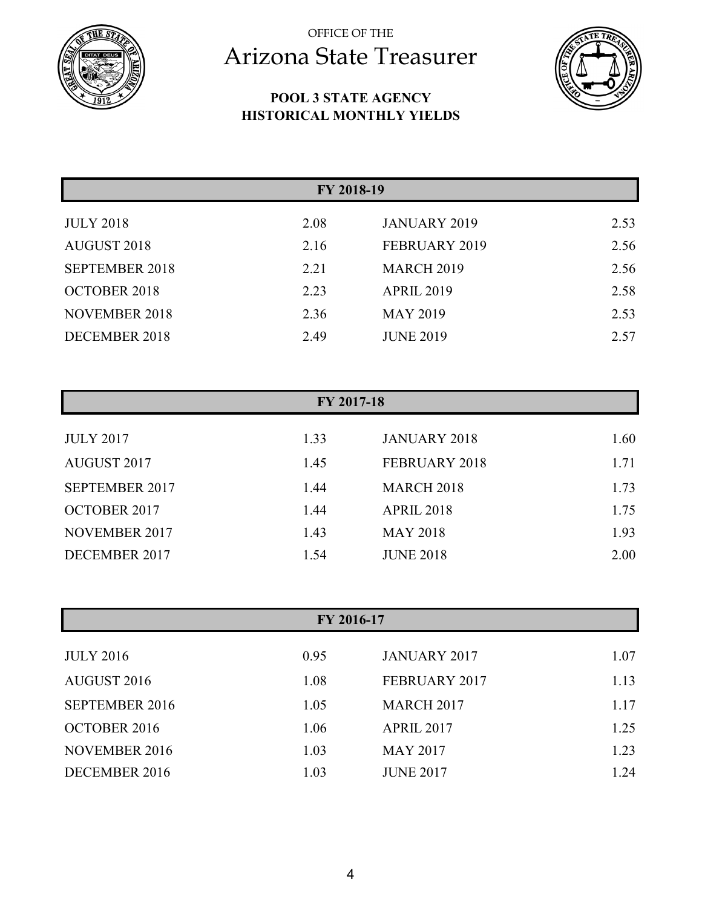OFFICE OF THE

# Arizona State Treasurer

**POOL 3 STATE AGENCY**
**HISTORICAL MONTHLY YIELDS**

## FY 2018-19

| Month | Yield | Month | Yield |
|---|---|---|---|
| JULY 2018 | 2.08 | JANUARY 2019 | 2.53 |
| AUGUST 2018 | 2.16 | FEBRUARY 2019 | 2.56 |
| SEPTEMBER 2018 | 2.21 | MARCH 2019 | 2.56 |
| OCTOBER 2018 | 2.23 | APRIL 2019 | 2.58 |
| NOVEMBER 2018 | 2.36 | MAY 2019 | 2.53 |
| DECEMBER 2018 | 2.49 | JUNE 2019 | 2.57 |

## FY 2017-18

| Month | Yield | Month | Yield |
|---|---|---|---|
| JULY 2017 | 1.33 | JANUARY 2018 | 1.60 |
| AUGUST 2017 | 1.45 | FEBRUARY 2018 | 1.71 |
| SEPTEMBER 2017 | 1.44 | MARCH 2018 | 1.73 |
| OCTOBER 2017 | 1.44 | APRIL 2018 | 1.75 |
| NOVEMBER 2017 | 1.43 | MAY 2018 | 1.93 |
| DECEMBER 2017 | 1.54 | JUNE 2018 | 2.00 |

## FY 2016-17

| Month | Yield | Month | Yield |
|---|---|---|---|
| JULY 2016 | 0.95 | JANUARY 2017 | 1.07 |
| AUGUST 2016 | 1.08 | FEBRUARY 2017 | 1.13 |
| SEPTEMBER 2016 | 1.05 | MARCH 2017 | 1.17 |
| OCTOBER 2016 | 1.06 | APRIL 2017 | 1.25 |
| NOVEMBER 2016 | 1.03 | MAY 2017 | 1.23 |
| DECEMBER 2016 | 1.03 | JUNE 2017 | 1.24 |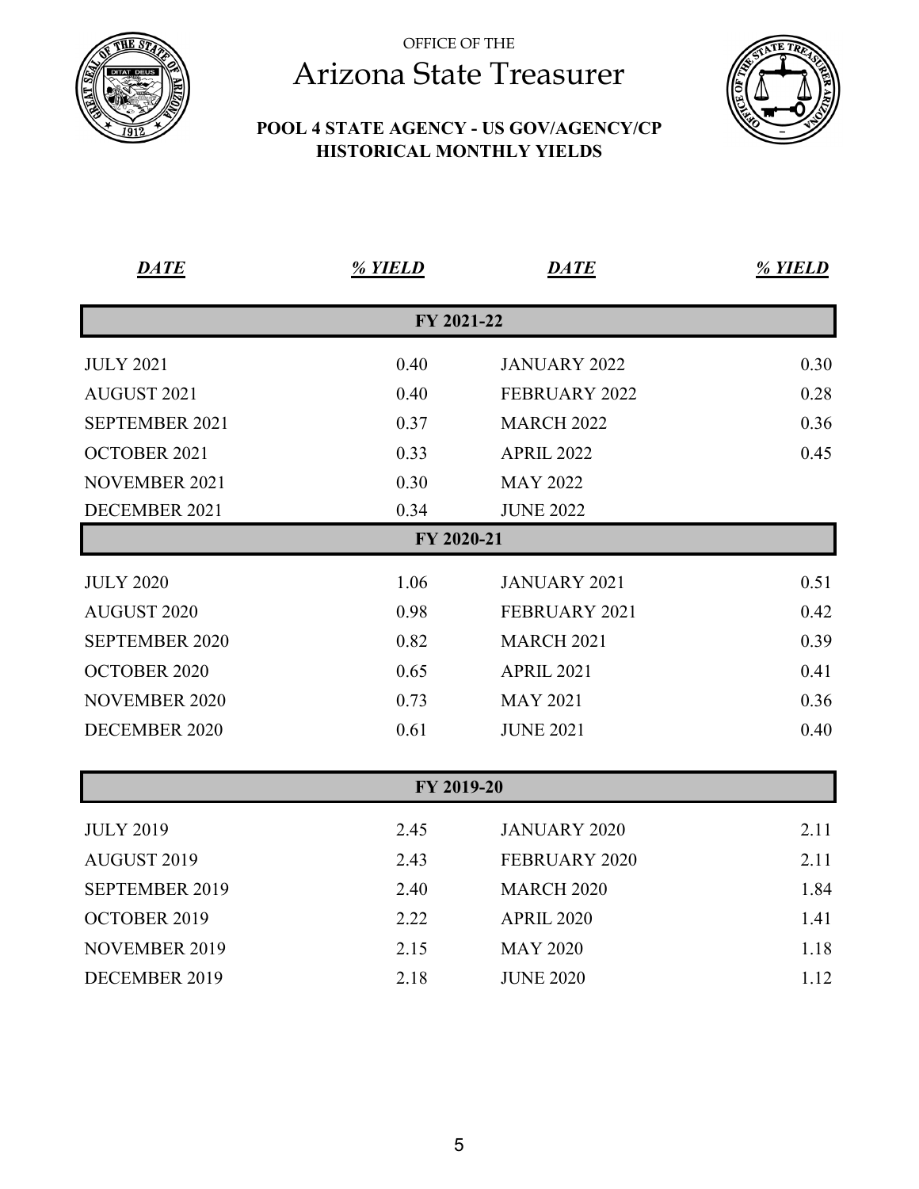OFFICE OF THE

# Arizona State Treasurer

## POOL 4 STATE AGENCY - US GOV/AGENCY/CP HISTORICAL MONTHLY YIELDS

| *DATE* | *% YIELD* | *DATE* | *% YIELD* |
|---|---|---|---|
| **FY 2021-22** | | | |
| JULY 2021 | 0.40 | JANUARY 2022 | 0.30 |
| AUGUST 2021 | 0.40 | FEBRUARY 2022 | 0.28 |
| SEPTEMBER 2021 | 0.37 | MARCH 2022 | 0.36 |
| OCTOBER 2021 | 0.33 | APRIL 2022 | 0.45 |
| NOVEMBER 2021 | 0.30 | MAY 2022 | |
| DECEMBER 2021 | 0.34 | JUNE 2022 | |
| **FY 2020-21** | | | |
| JULY 2020 | 1.06 | JANUARY 2021 | 0.51 |
| AUGUST 2020 | 0.98 | FEBRUARY 2021 | 0.42 |
| SEPTEMBER 2020 | 0.82 | MARCH 2021 | 0.39 |
| OCTOBER 2020 | 0.65 | APRIL 2021 | 0.41 |
| NOVEMBER 2020 | 0.73 | MAY 2021 | 0.36 |
| DECEMBER 2020 | 0.61 | JUNE 2021 | 0.40 |
| **FY 2019-20** | | | |
| JULY 2019 | 2.45 | JANUARY 2020 | 2.11 |
| AUGUST 2019 | 2.43 | FEBRUARY 2020 | 2.11 |
| SEPTEMBER 2019 | 2.40 | MARCH 2020 | 1.84 |
| OCTOBER 2019 | 2.22 | APRIL 2020 | 1.41 |
| NOVEMBER 2019 | 2.15 | MAY 2020 | 1.18 |
| DECEMBER 2019 | 2.18 | JUNE 2020 | 1.12 |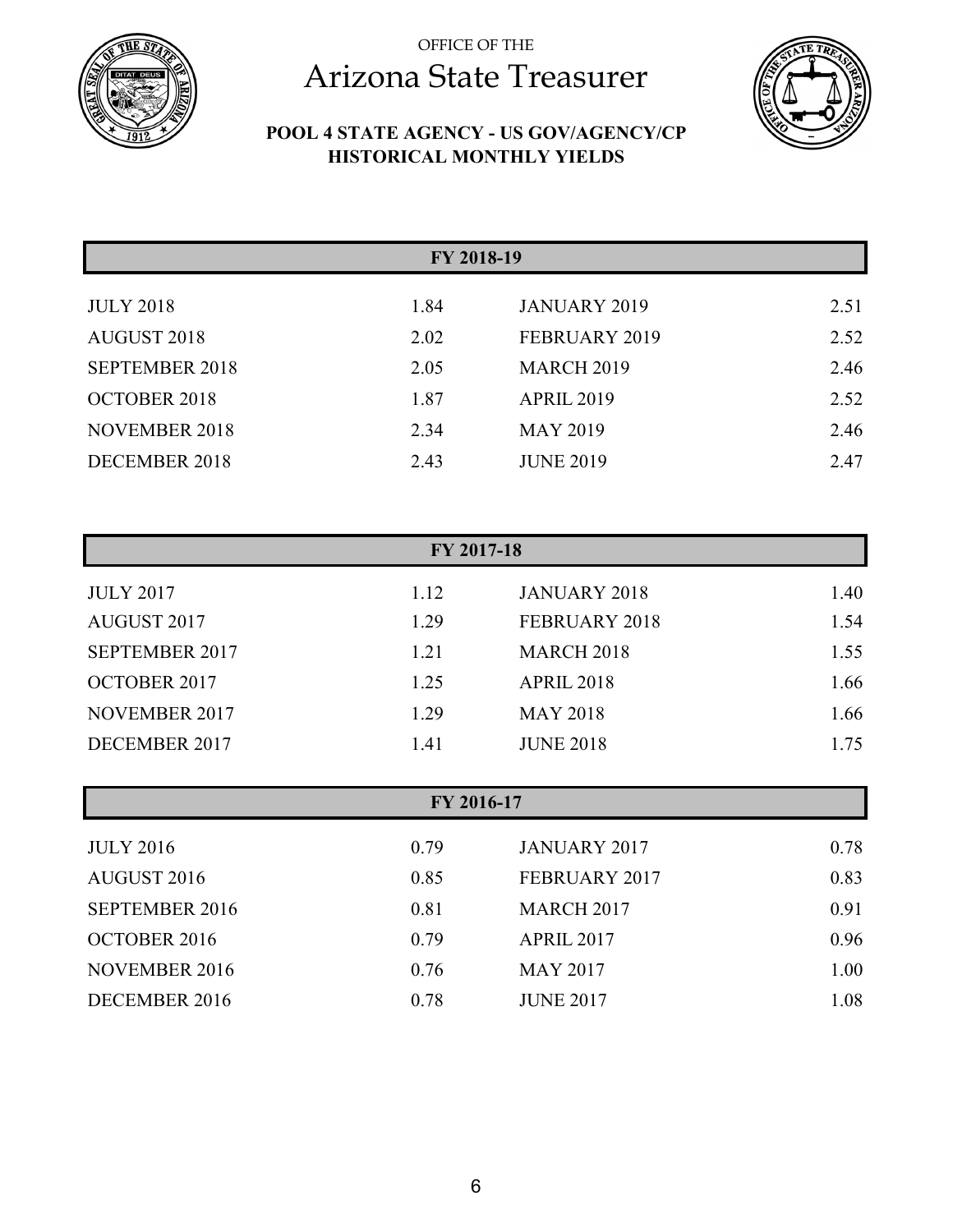OFFICE OF THE

# Arizona State Treasurer

## POOL 4 STATE AGENCY - US GOV/AGENCY/CP HISTORICAL MONTHLY YIELDS

### FY 2018-19

| | | | |
|---|---|---|---|
| JULY 2018 | 1.84 | JANUARY 2019 | 2.51 |
| AUGUST 2018 | 2.02 | FEBRUARY 2019 | 2.52 |
| SEPTEMBER 2018 | 2.05 | MARCH 2019 | 2.46 |
| OCTOBER 2018 | 1.87 | APRIL 2019 | 2.52 |
| NOVEMBER 2018 | 2.34 | MAY 2019 | 2.46 |
| DECEMBER 2018 | 2.43 | JUNE 2019 | 2.47 |

### FY 2017-18

| | | | |
|---|---|---|---|
| JULY 2017 | 1.12 | JANUARY 2018 | 1.40 |
| AUGUST 2017 | 1.29 | FEBRUARY 2018 | 1.54 |
| SEPTEMBER 2017 | 1.21 | MARCH 2018 | 1.55 |
| OCTOBER 2017 | 1.25 | APRIL 2018 | 1.66 |
| NOVEMBER 2017 | 1.29 | MAY 2018 | 1.66 |
| DECEMBER 2017 | 1.41 | JUNE 2018 | 1.75 |

### FY 2016-17

| | | | |
|---|---|---|---|
| JULY 2016 | 0.79 | JANUARY 2017 | 0.78 |
| AUGUST 2016 | 0.85 | FEBRUARY 2017 | 0.83 |
| SEPTEMBER 2016 | 0.81 | MARCH 2017 | 0.91 |
| OCTOBER 2016 | 0.79 | APRIL 2017 | 0.96 |
| NOVEMBER 2016 | 0.76 | MAY 2017 | 1.00 |
| DECEMBER 2016 | 0.78 | JUNE 2017 | 1.08 |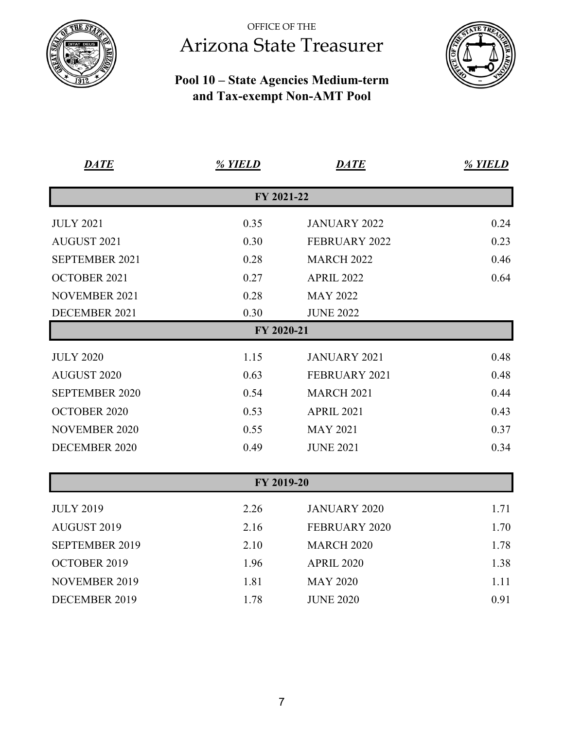OFFICE OF THE

# Arizona State Treasurer

## Pool 10 – State Agencies Medium-term and Tax-exempt Non-AMT Pool

| *DATE* | *% YIELD* | *DATE* | *% YIELD* |
|---|---|---|---|
| **FY 2021-22** | | | |
| JULY 2021 | 0.35 | JANUARY 2022 | 0.24 |
| AUGUST 2021 | 0.30 | FEBRUARY 2022 | 0.23 |
| SEPTEMBER 2021 | 0.28 | MARCH 2022 | 0.46 |
| OCTOBER 2021 | 0.27 | APRIL 2022 | 0.64 |
| NOVEMBER 2021 | 0.28 | MAY 2022 | |
| DECEMBER 2021 | 0.30 | JUNE 2022 | |
| **FY 2020-21** | | | |
| JULY 2020 | 1.15 | JANUARY 2021 | 0.48 |
| AUGUST 2020 | 0.63 | FEBRUARY 2021 | 0.48 |
| SEPTEMBER 2020 | 0.54 | MARCH 2021 | 0.44 |
| OCTOBER 2020 | 0.53 | APRIL 2021 | 0.43 |
| NOVEMBER 2020 | 0.55 | MAY 2021 | 0.37 |
| DECEMBER 2020 | 0.49 | JUNE 2021 | 0.34 |
| **FY 2019-20** | | | |
| JULY 2019 | 2.26 | JANUARY 2020 | 1.71 |
| AUGUST 2019 | 2.16 | FEBRUARY 2020 | 1.70 |
| SEPTEMBER 2019 | 2.10 | MARCH 2020 | 1.78 |
| OCTOBER 2019 | 1.96 | APRIL 2020 | 1.38 |
| NOVEMBER 2019 | 1.81 | MAY 2020 | 1.11 |
| DECEMBER 2019 | 1.78 | JUNE 2020 | 0.91 |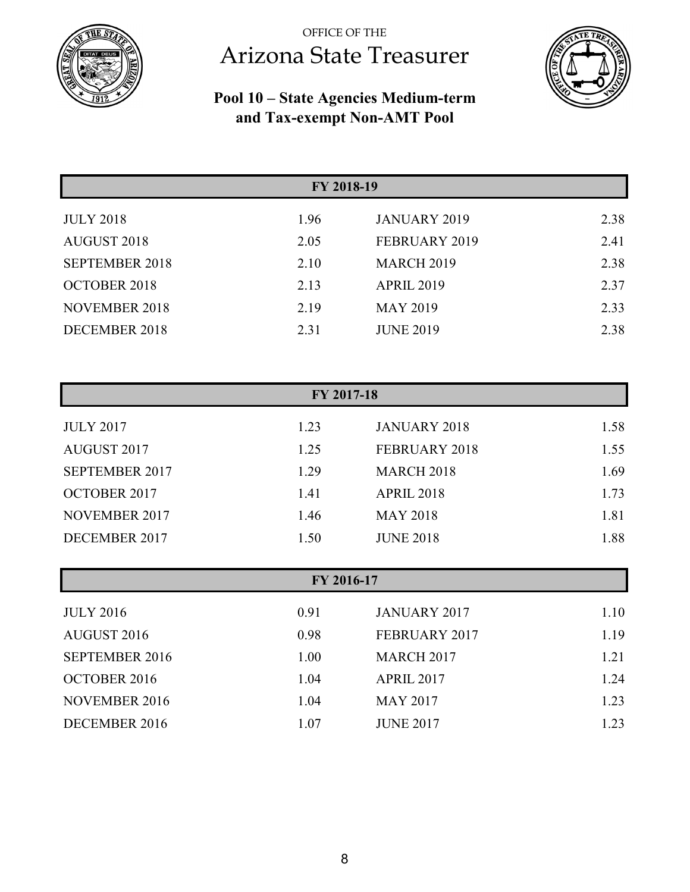OFFICE OF THE

# Arizona State Treasurer

## Pool 10 – State Agencies Medium-term and Tax-exempt Non-AMT Pool

| FY 2018-19 | | | |
|---|---|---|---|
| JULY 2018 | 1.96 | JANUARY 2019 | 2.38 |
| AUGUST 2018 | 2.05 | FEBRUARY 2019 | 2.41 |
| SEPTEMBER 2018 | 2.10 | MARCH 2019 | 2.38 |
| OCTOBER 2018 | 2.13 | APRIL 2019 | 2.37 |
| NOVEMBER 2018 | 2.19 | MAY 2019 | 2.33 |
| DECEMBER 2018 | 2.31 | JUNE 2019 | 2.38 |

| FY 2017-18 | | | |
|---|---|---|---|
| JULY 2017 | 1.23 | JANUARY 2018 | 1.58 |
| AUGUST 2017 | 1.25 | FEBRUARY 2018 | 1.55 |
| SEPTEMBER 2017 | 1.29 | MARCH 2018 | 1.69 |
| OCTOBER 2017 | 1.41 | APRIL 2018 | 1.73 |
| NOVEMBER 2017 | 1.46 | MAY 2018 | 1.81 |
| DECEMBER 2017 | 1.50 | JUNE 2018 | 1.88 |

| FY 2016-17 | | | |
|---|---|---|---|
| JULY 2016 | 0.91 | JANUARY 2017 | 1.10 |
| AUGUST 2016 | 0.98 | FEBRUARY 2017 | 1.19 |
| SEPTEMBER 2016 | 1.00 | MARCH 2017 | 1.21 |
| OCTOBER 2016 | 1.04 | APRIL 2017 | 1.24 |
| NOVEMBER 2016 | 1.04 | MAY 2017 | 1.23 |
| DECEMBER 2016 | 1.07 | JUNE 2017 | 1.23 |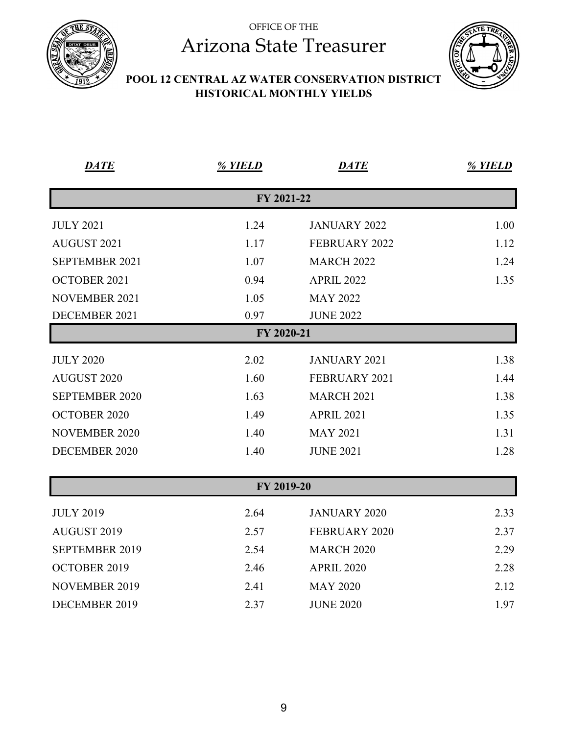OFFICE OF THE

# Arizona State Treasurer

## POOL 12 CENTRAL AZ WATER CONSERVATION DISTRICT HISTORICAL MONTHLY YIELDS

| ***DATE*** | ***% YIELD*** | ***DATE*** | ***% YIELD*** |
|---|---|---|---|
| **FY 2021-22** | | | |
| JULY 2021 | 1.24 | JANUARY 2022 | 1.00 |
| AUGUST 2021 | 1.17 | FEBRUARY 2022 | 1.12 |
| SEPTEMBER 2021 | 1.07 | MARCH 2022 | 1.24 |
| OCTOBER 2021 | 0.94 | APRIL 2022 | 1.35 |
| NOVEMBER 2021 | 1.05 | MAY 2022 | |
| DECEMBER 2021 | 0.97 | JUNE 2022 | |
| **FY 2020-21** | | | |
| JULY 2020 | 2.02 | JANUARY 2021 | 1.38 |
| AUGUST 2020 | 1.60 | FEBRUARY 2021 | 1.44 |
| SEPTEMBER 2020 | 1.63 | MARCH 2021 | 1.38 |
| OCTOBER 2020 | 1.49 | APRIL 2021 | 1.35 |
| NOVEMBER 2020 | 1.40 | MAY 2021 | 1.31 |
| DECEMBER 2020 | 1.40 | JUNE 2021 | 1.28 |
| **FY 2019-20** | | | |
| JULY 2019 | 2.64 | JANUARY 2020 | 2.33 |
| AUGUST 2019 | 2.57 | FEBRUARY 2020 | 2.37 |
| SEPTEMBER 2019 | 2.54 | MARCH 2020 | 2.29 |
| OCTOBER 2019 | 2.46 | APRIL 2020 | 2.28 |
| NOVEMBER 2019 | 2.41 | MAY 2020 | 2.12 |
| DECEMBER 2019 | 2.37 | JUNE 2020 | 1.97 |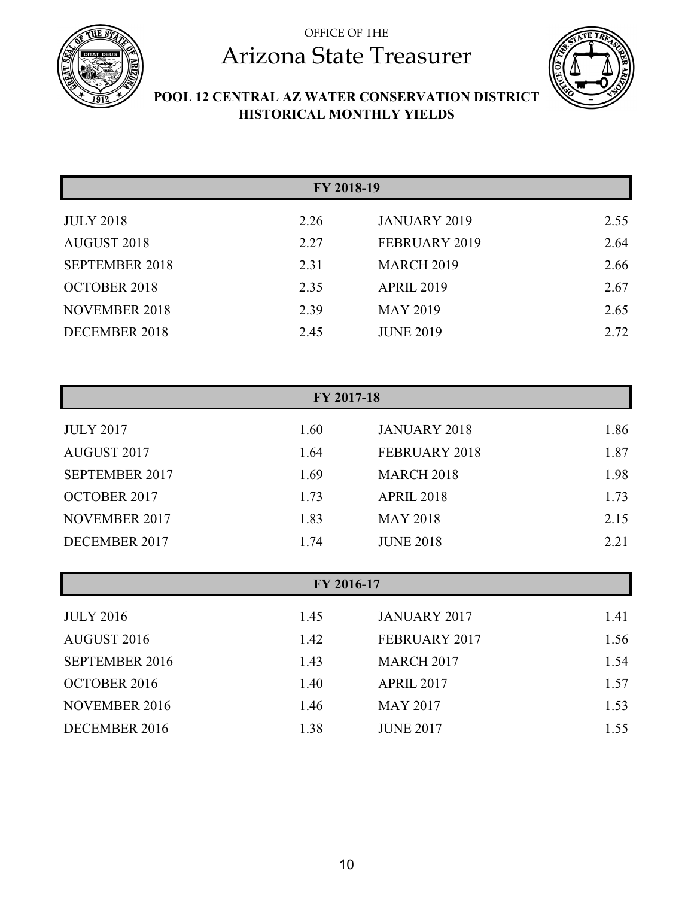OFFICE OF THE

# Arizona State Treasurer

## POOL 12 CENTRAL AZ WATER CONSERVATION DISTRICT HISTORICAL MONTHLY YIELDS

| FY 2018-19 | | | |
|---|---|---|---|
| JULY 2018 | 2.26 | JANUARY 2019 | 2.55 |
| AUGUST 2018 | 2.27 | FEBRUARY 2019 | 2.64 |
| SEPTEMBER 2018 | 2.31 | MARCH 2019 | 2.66 |
| OCTOBER 2018 | 2.35 | APRIL 2019 | 2.67 |
| NOVEMBER 2018 | 2.39 | MAY 2019 | 2.65 |
| DECEMBER 2018 | 2.45 | JUNE 2019 | 2.72 |

| FY 2017-18 | | | |
|---|---|---|---|
| JULY 2017 | 1.60 | JANUARY 2018 | 1.86 |
| AUGUST 2017 | 1.64 | FEBRUARY 2018 | 1.87 |
| SEPTEMBER 2017 | 1.69 | MARCH 2018 | 1.98 |
| OCTOBER 2017 | 1.73 | APRIL 2018 | 1.73 |
| NOVEMBER 2017 | 1.83 | MAY 2018 | 2.15 |
| DECEMBER 2017 | 1.74 | JUNE 2018 | 2.21 |

| FY 2016-17 | | | |
|---|---|---|---|
| JULY 2016 | 1.45 | JANUARY 2017 | 1.41 |
| AUGUST 2016 | 1.42 | FEBRUARY 2017 | 1.56 |
| SEPTEMBER 2016 | 1.43 | MARCH 2017 | 1.54 |
| OCTOBER 2016 | 1.40 | APRIL 2017 | 1.57 |
| NOVEMBER 2016 | 1.46 | MAY 2017 | 1.53 |
| DECEMBER 2016 | 1.38 | JUNE 2017 | 1.55 |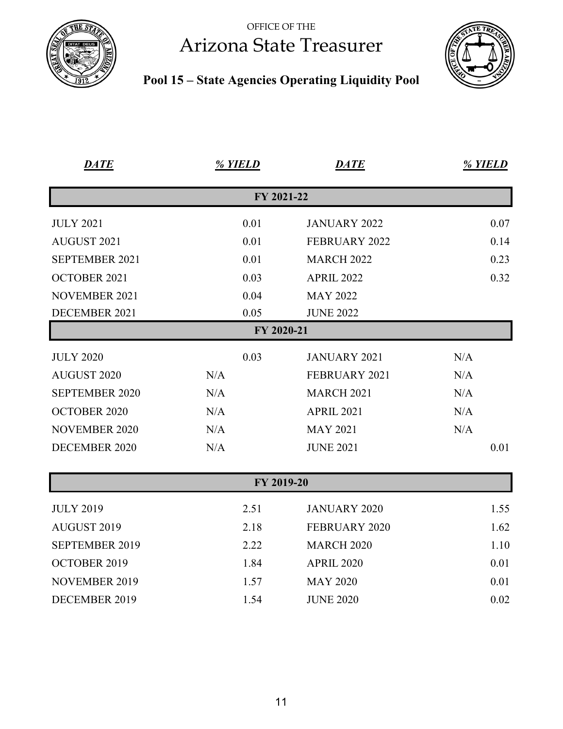OFFICE OF THE

# Arizona State Treasurer

## Pool 15 – State Agencies Operating Liquidity Pool

| *DATE* | *% YIELD* | *DATE* | *% YIELD* |
|---|---|---|---|
| **FY 2021-22** | | | |
| JULY 2021 | 0.01 | JANUARY 2022 | 0.07 |
| AUGUST 2021 | 0.01 | FEBRUARY 2022 | 0.14 |
| SEPTEMBER 2021 | 0.01 | MARCH 2022 | 0.23 |
| OCTOBER 2021 | 0.03 | APRIL 2022 | 0.32 |
| NOVEMBER 2021 | 0.04 | MAY 2022 | |
| DECEMBER 2021 | 0.05 | JUNE 2022 | |
| **FY 2020-21** | | | |
| JULY 2020 | 0.03 | JANUARY 2021 | N/A |
| AUGUST 2020 | N/A | FEBRUARY 2021 | N/A |
| SEPTEMBER 2020 | N/A | MARCH 2021 | N/A |
| OCTOBER 2020 | N/A | APRIL 2021 | N/A |
| NOVEMBER 2020 | N/A | MAY 2021 | N/A |
| DECEMBER 2020 | N/A | JUNE 2021 | 0.01 |
| **FY 2019-20** | | | |
| JULY 2019 | 2.51 | JANUARY 2020 | 1.55 |
| AUGUST 2019 | 2.18 | FEBRUARY 2020 | 1.62 |
| SEPTEMBER 2019 | 2.22 | MARCH 2020 | 1.10 |
| OCTOBER 2019 | 1.84 | APRIL 2020 | 0.01 |
| NOVEMBER 2019 | 1.57 | MAY 2020 | 0.01 |
| DECEMBER 2019 | 1.54 | JUNE 2020 | 0.02 |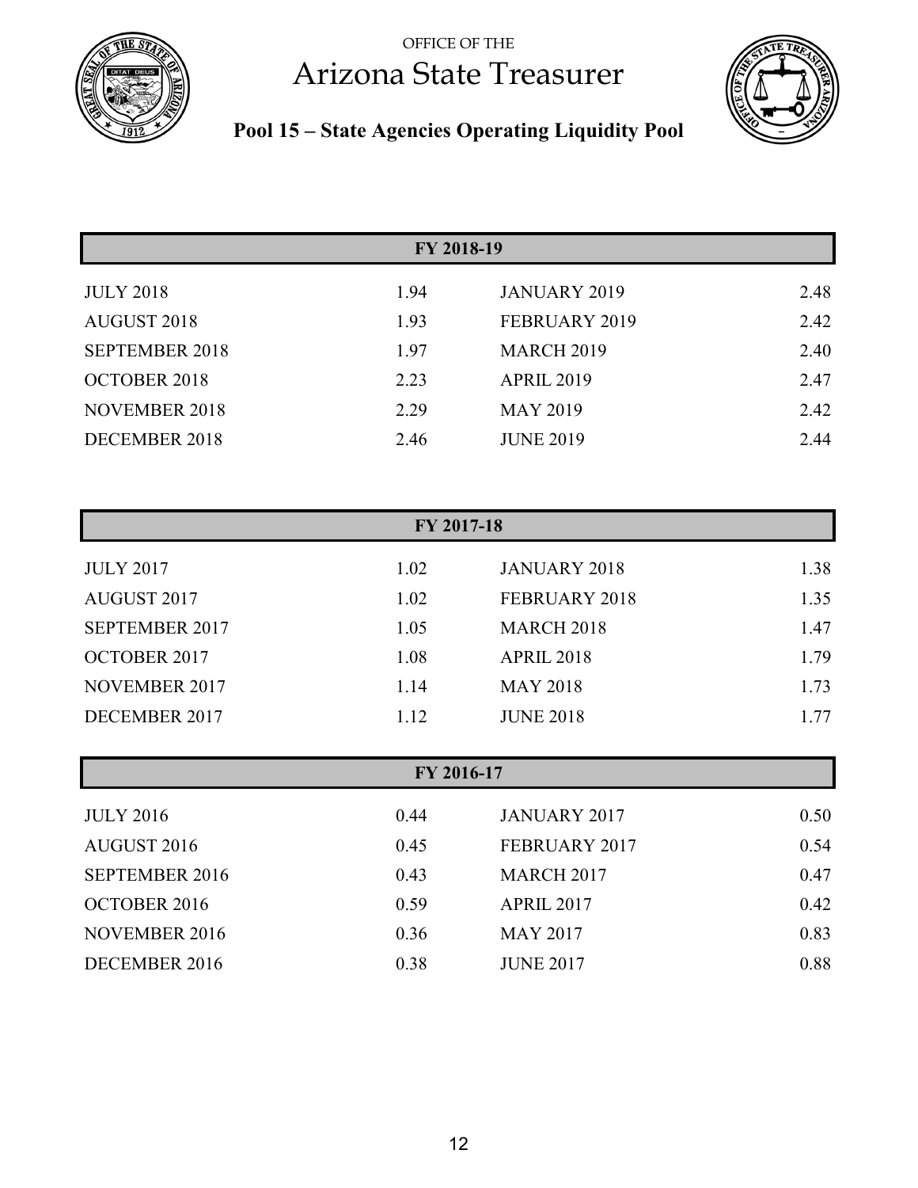OFFICE OF THE

# Arizona State Treasurer

## Pool 15 – State Agencies Operating Liquidity Pool

| FY 2018-19 | | | |
|---|---|---|---|
| JULY 2018 | 1.94 | JANUARY 2019 | 2.48 |
| AUGUST 2018 | 1.93 | FEBRUARY 2019 | 2.42 |
| SEPTEMBER 2018 | 1.97 | MARCH 2019 | 2.40 |
| OCTOBER 2018 | 2.23 | APRIL 2019 | 2.47 |
| NOVEMBER 2018 | 2.29 | MAY 2019 | 2.42 |
| DECEMBER 2018 | 2.46 | JUNE 2019 | 2.44 |

| FY 2017-18 | | | |
|---|---|---|---|
| JULY 2017 | 1.02 | JANUARY 2018 | 1.38 |
| AUGUST 2017 | 1.02 | FEBRUARY 2018 | 1.35 |
| SEPTEMBER 2017 | 1.05 | MARCH 2018 | 1.47 |
| OCTOBER 2017 | 1.08 | APRIL 2018 | 1.79 |
| NOVEMBER 2017 | 1.14 | MAY 2018 | 1.73 |
| DECEMBER 2017 | 1.12 | JUNE 2018 | 1.77 |

| FY 2016-17 | | | |
|---|---|---|---|
| JULY 2016 | 0.44 | JANUARY 2017 | 0.50 |
| AUGUST 2016 | 0.45 | FEBRUARY 2017 | 0.54 |
| SEPTEMBER 2016 | 0.43 | MARCH 2017 | 0.47 |
| OCTOBER 2016 | 0.59 | APRIL 2017 | 0.42 |
| NOVEMBER 2016 | 0.36 | MAY 2017 | 0.83 |
| DECEMBER 2016 | 0.38 | JUNE 2017 | 0.88 |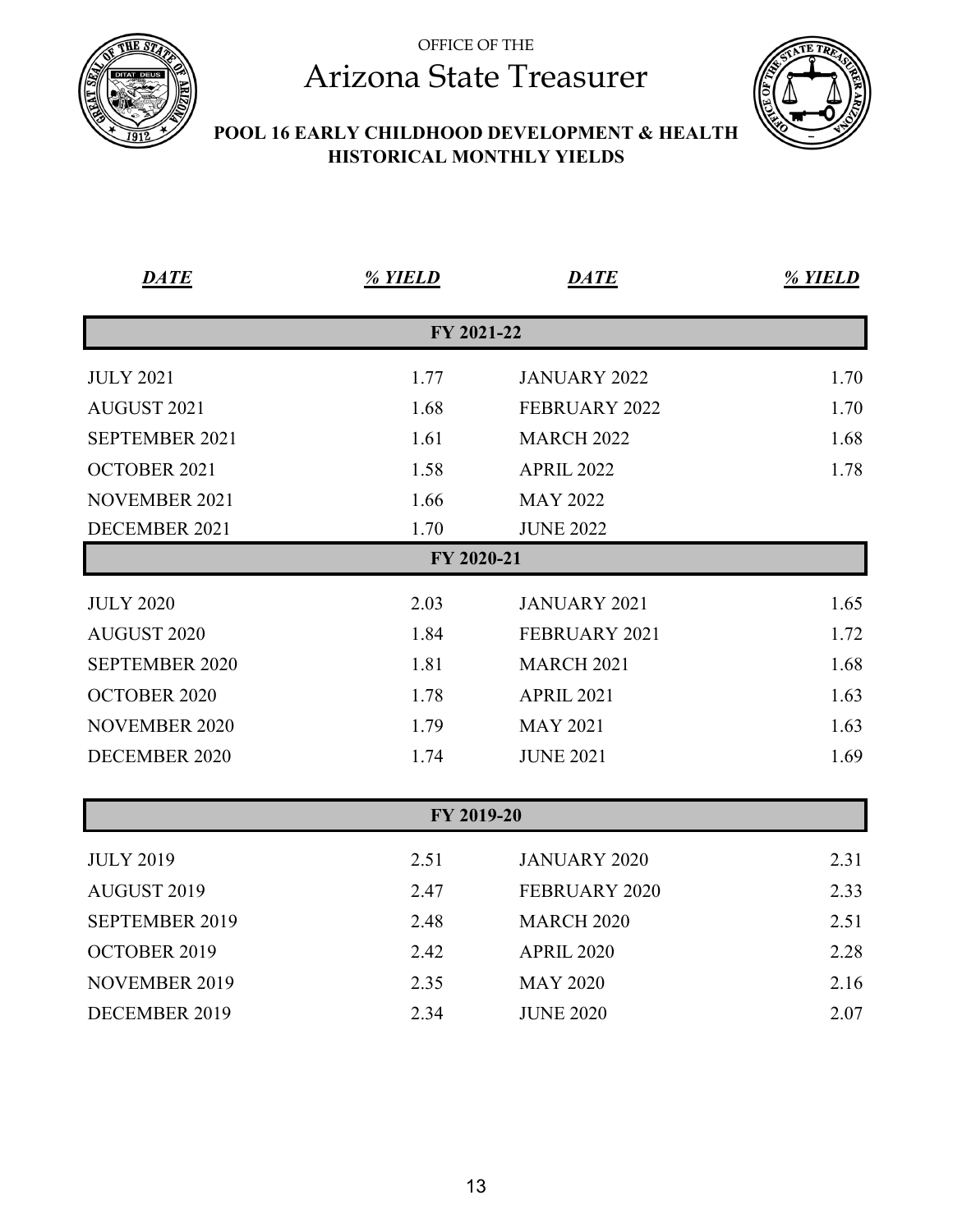OFFICE OF THE

# Arizona State Treasurer

## POOL 16 EARLY CHILDHOOD DEVELOPMENT & HEALTH HISTORICAL MONTHLY YIELDS

| ***DATE*** | ***% YIELD*** | ***DATE*** | ***% YIELD*** |
|---|---|---|---|
| **FY 2021-22** | | | |
| JULY 2021 | 1.77 | JANUARY 2022 | 1.70 |
| AUGUST 2021 | 1.68 | FEBRUARY 2022 | 1.70 |
| SEPTEMBER 2021 | 1.61 | MARCH 2022 | 1.68 |
| OCTOBER 2021 | 1.58 | APRIL 2022 | 1.78 |
| NOVEMBER 2021 | 1.66 | MAY 2022 | |
| DECEMBER 2021 | 1.70 | JUNE 2022 | |
| **FY 2020-21** | | | |
| JULY 2020 | 2.03 | JANUARY 2021 | 1.65 |
| AUGUST 2020 | 1.84 | FEBRUARY 2021 | 1.72 |
| SEPTEMBER 2020 | 1.81 | MARCH 2021 | 1.68 |
| OCTOBER 2020 | 1.78 | APRIL 2021 | 1.63 |
| NOVEMBER 2020 | 1.79 | MAY 2021 | 1.63 |
| DECEMBER 2020 | 1.74 | JUNE 2021 | 1.69 |
| **FY 2019-20** | | | |
| JULY 2019 | 2.51 | JANUARY 2020 | 2.31 |
| AUGUST 2019 | 2.47 | FEBRUARY 2020 | 2.33 |
| SEPTEMBER 2019 | 2.48 | MARCH 2020 | 2.51 |
| OCTOBER 2019 | 2.42 | APRIL 2020 | 2.28 |
| NOVEMBER 2019 | 2.35 | MAY 2020 | 2.16 |
| DECEMBER 2019 | 2.34 | JUNE 2020 | 2.07 |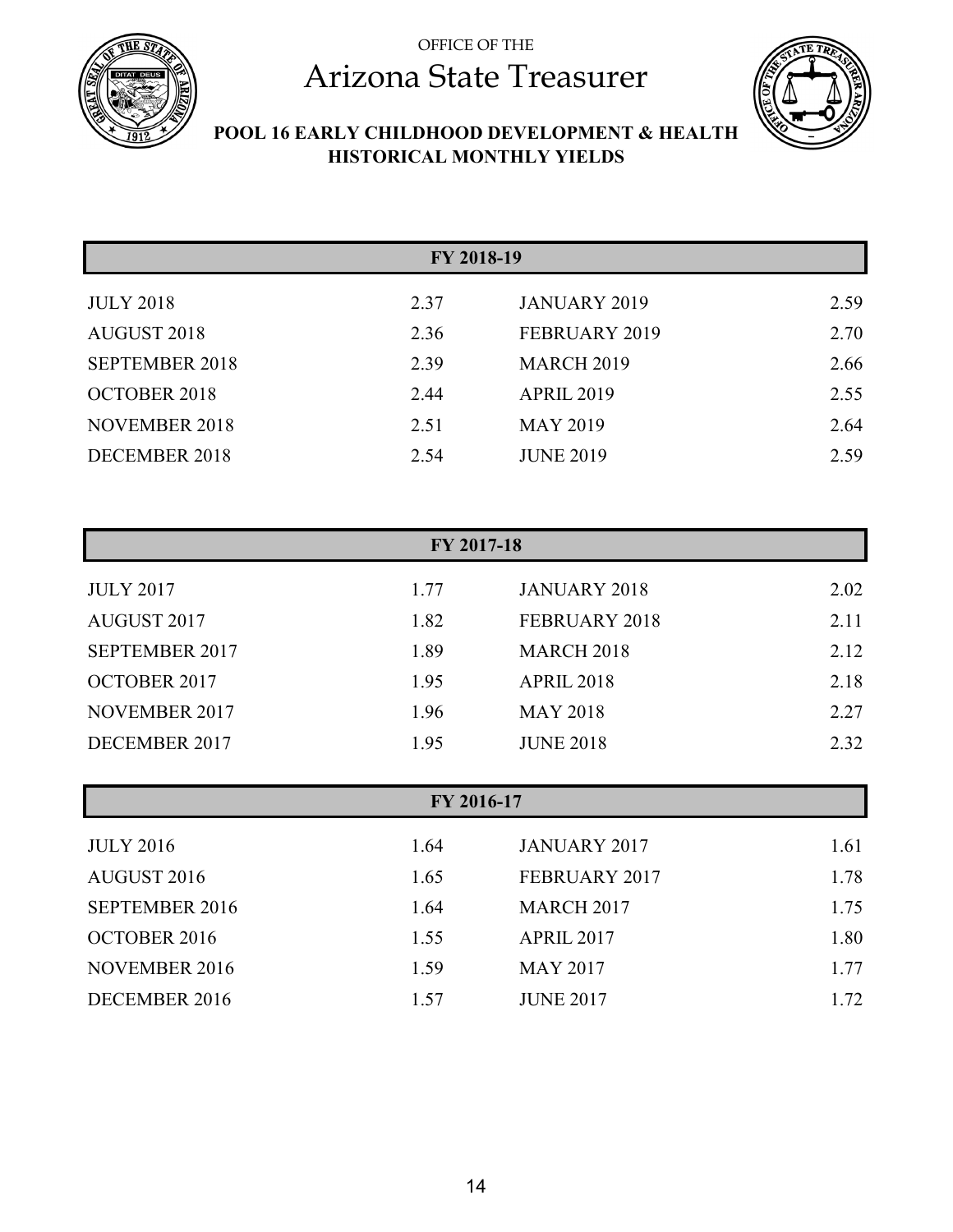OFFICE OF THE

# Arizona State Treasurer

## POOL 16 EARLY CHILDHOOD DEVELOPMENT & HEALTH HISTORICAL MONTHLY YIELDS

### FY 2018-19

| | | | |
|---|---|---|---|
| JULY 2018 | 2.37 | JANUARY 2019 | 2.59 |
| AUGUST 2018 | 2.36 | FEBRUARY 2019 | 2.70 |
| SEPTEMBER 2018 | 2.39 | MARCH 2019 | 2.66 |
| OCTOBER 2018 | 2.44 | APRIL 2019 | 2.55 |
| NOVEMBER 2018 | 2.51 | MAY 2019 | 2.64 |
| DECEMBER 2018 | 2.54 | JUNE 2019 | 2.59 |

### FY 2017-18

| | | | |
|---|---|---|---|
| JULY 2017 | 1.77 | JANUARY 2018 | 2.02 |
| AUGUST 2017 | 1.82 | FEBRUARY 2018 | 2.11 |
| SEPTEMBER 2017 | 1.89 | MARCH 2018 | 2.12 |
| OCTOBER 2017 | 1.95 | APRIL 2018 | 2.18 |
| NOVEMBER 2017 | 1.96 | MAY 2018 | 2.27 |
| DECEMBER 2017 | 1.95 | JUNE 2018 | 2.32 |

### FY 2016-17

| | | | |
|---|---|---|---|
| JULY 2016 | 1.64 | JANUARY 2017 | 1.61 |
| AUGUST 2016 | 1.65 | FEBRUARY 2017 | 1.78 |
| SEPTEMBER 2016 | 1.64 | MARCH 2017 | 1.75 |
| OCTOBER 2016 | 1.55 | APRIL 2017 | 1.80 |
| NOVEMBER 2016 | 1.59 | MAY 2017 | 1.77 |
| DECEMBER 2016 | 1.57 | JUNE 2017 | 1.72 |